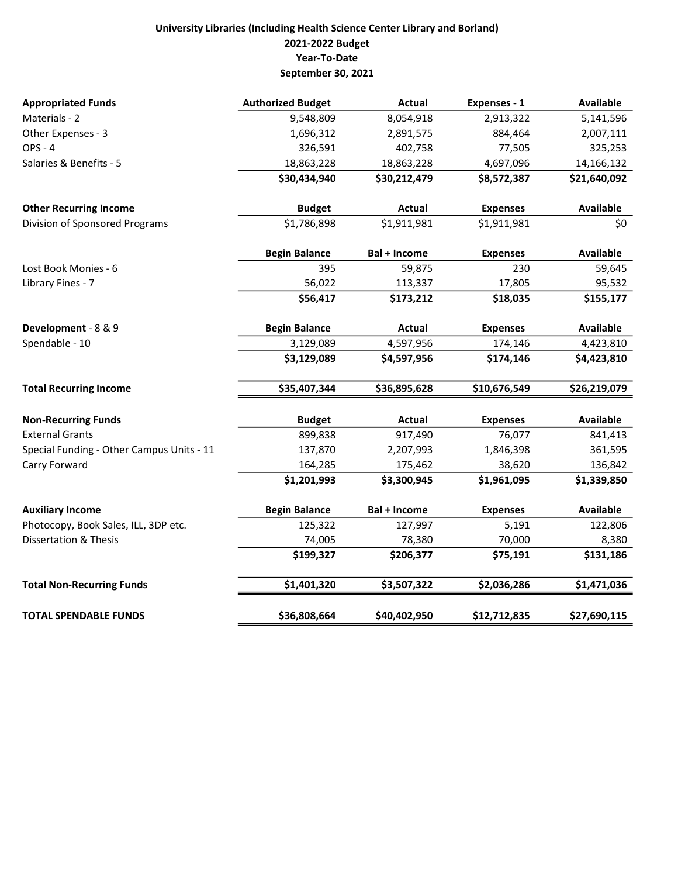**University Libraries (Including Health Science Center Library and Borland)**
**2021-2022 Budget**
**Year-To-Date**
**September 30, 2021**

| **Appropriated Funds** | **Authorized Budget** | **Actual** | **Expenses - 1** | **Available** |
|---|---|---|---|---|
| Materials - 2 | 9,548,809 | 8,054,918 | 2,913,322 | 5,141,596 |
| Other Expenses - 3 | 1,696,312 | 2,891,575 | 884,464 | 2,007,111 |
| OPS - 4 | 326,591 | 402,758 | 77,505 | 325,253 |
| Salaries & Benefits - 5 | 18,863,228 | 18,863,228 | 4,697,096 | 14,166,132 |
| | **$30,434,940** | **$30,212,479** | **$8,572,387** | **$21,640,092** |
| **Other Recurring Income** | **Budget** | **Actual** | **Expenses** | **Available** |
| Division of Sponsored Programs | $1,786,898 | $1,911,981 | $1,911,981 | $0 |
| | **Begin Balance** | **Bal + Income** | **Expenses** | **Available** |
| Lost Book Monies - 6 | 395 | 59,875 | 230 | 59,645 |
| Library Fines - 7 | 56,022 | 113,337 | 17,805 | 95,532 |
| | **$56,417** | **$173,212** | **$18,035** | **$155,177** |
| **Development** - 8 & 9 | **Begin Balance** | **Actual** | **Expenses** | **Available** |
| Spendable - 10 | 3,129,089 | 4,597,956 | 174,146 | 4,423,810 |
| | **$3,129,089** | **$4,597,956** | **$174,146** | **$4,423,810** |
| **Total Recurring Income** | **$35,407,344** | **$36,895,628** | **$10,676,549** | **$26,219,079** |
| **Non-Recurring Funds** | **Budget** | **Actual** | **Expenses** | **Available** |
| External Grants | 899,838 | 917,490 | 76,077 | 841,413 |
| Special Funding - Other Campus Units - 11 | 137,870 | 2,207,993 | 1,846,398 | 361,595 |
| Carry Forward | 164,285 | 175,462 | 38,620 | 136,842 |
| | **$1,201,993** | **$3,300,945** | **$1,961,095** | **$1,339,850** |
| **Auxiliary Income** | **Begin Balance** | **Bal + Income** | **Expenses** | **Available** |
| Photocopy, Book Sales, ILL, 3DP etc. | 125,322 | 127,997 | 5,191 | 122,806 |
| Dissertation & Thesis | 74,005 | 78,380 | 70,000 | 8,380 |
| | **$199,327** | **$206,377** | **$75,191** | **$131,186** |
| **Total Non-Recurring Funds** | **$1,401,320** | **$3,507,322** | **$2,036,286** | **$1,471,036** |
| **TOTAL SPENDABLE FUNDS** | **$36,808,664** | **$40,402,950** | **$12,712,835** | **$27,690,115** |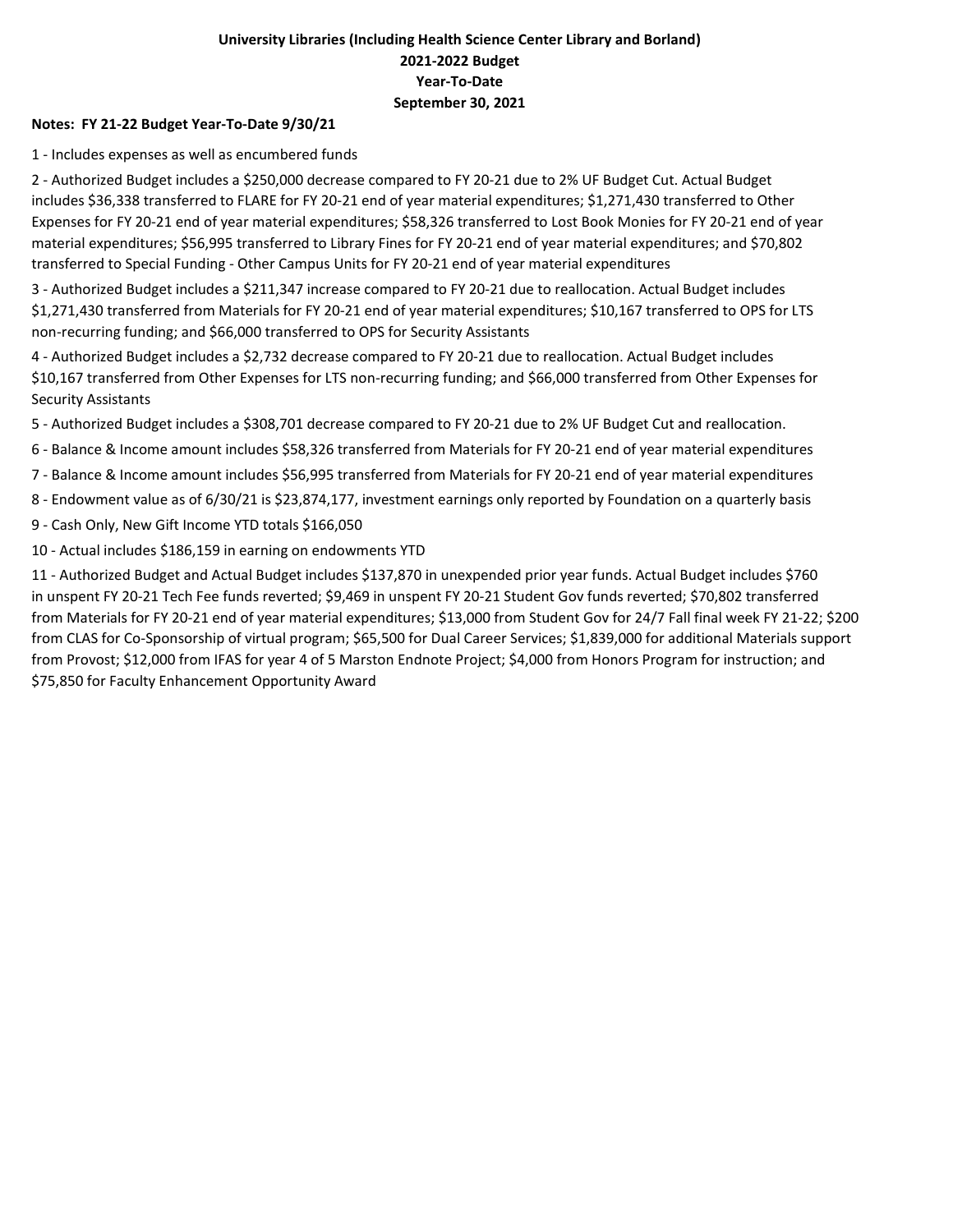**University Libraries (Including Health Science Center Library and Borland)**
**2021-2022 Budget**
**Year-To-Date**
**September 30, 2021**

**Notes: FY 21-22 Budget Year-To-Date 9/30/21**

1 - Includes expenses as well as encumbered funds

2 - Authorized Budget includes a $250,000 decrease compared to FY 20-21 due to 2% UF Budget Cut. Actual Budget includes $36,338 transferred to FLARE for FY 20-21 end of year material expenditures; $1,271,430 transferred to Other Expenses for FY 20-21 end of year material expenditures; $58,326 transferred to Lost Book Monies for FY 20-21 end of year material expenditures; $56,995 transferred to Library Fines for FY 20-21 end of year material expenditures; and $70,802 transferred to Special Funding - Other Campus Units for FY 20-21 end of year material expenditures

3 - Authorized Budget includes a $211,347 increase compared to FY 20-21 due to reallocation. Actual Budget includes $1,271,430 transferred from Materials for FY 20-21 end of year material expenditures; $10,167 transferred to OPS for LTS non-recurring funding; and $66,000 transferred to OPS for Security Assistants

4 - Authorized Budget includes a $2,732 decrease compared to FY 20-21 due to reallocation. Actual Budget includes $10,167 transferred from Other Expenses for LTS non-recurring funding; and $66,000 transferred from Other Expenses for Security Assistants

5 - Authorized Budget includes a $308,701 decrease compared to FY 20-21 due to 2% UF Budget Cut and reallocation.

6 - Balance & Income amount includes $58,326 transferred from Materials for FY 20-21 end of year material expenditures

7 - Balance & Income amount includes $56,995 transferred from Materials for FY 20-21 end of year material expenditures

8 - Endowment value as of 6/30/21 is $23,874,177, investment earnings only reported by Foundation on a quarterly basis

9 - Cash Only, New Gift Income YTD totals $166,050

10 - Actual includes $186,159 in earning on endowments YTD

11 - Authorized Budget and Actual Budget includes $137,870 in unexpended prior year funds. Actual Budget includes $760 in unspent FY 20-21 Tech Fee funds reverted; $9,469 in unspent FY 20-21 Student Gov funds reverted; $70,802 transferred from Materials for FY 20-21 end of year material expenditures; $13,000 from Student Gov for 24/7 Fall final week FY 21-22; $200 from CLAS for Co-Sponsorship of virtual program; $65,500 for Dual Career Services; $1,839,000 for additional Materials support from Provost; $12,000 from IFAS for year 4 of 5 Marston Endnote Project; $4,000 from Honors Program for instruction; and $75,850 for Faculty Enhancement Opportunity Award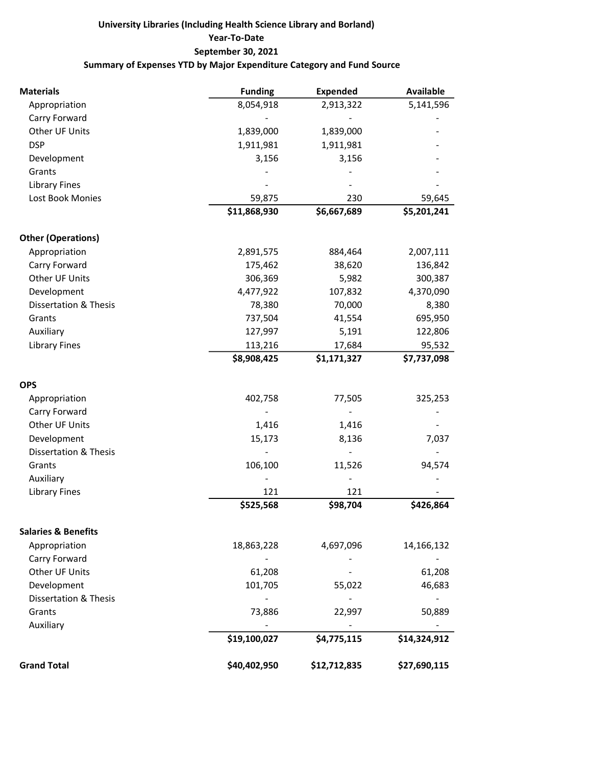**University Libraries (Including Health Science Library and Borland)**

**Year-To-Date**

**September 30, 2021**

**Summary of Expenses YTD by Major Expenditure Category and Fund Source**

| | Funding | Expended | Available |
|---|---|---|---|
| **Materials** | | | |
| Appropriation | 8,054,918 | 2,913,322 | 5,141,596 |
| Carry Forward | - | - | - |
| Other UF Units | 1,839,000 | 1,839,000 | - |
| DSP | 1,911,981 | 1,911,981 | - |
| Development | 3,156 | 3,156 | - |
| Grants | - | - | - |
| Library Fines | - | - | - |
| Lost Book Monies | 59,875 | 230 | 59,645 |
| | **$11,868,930** | **$6,667,689** | **$5,201,241** |
| **Other (Operations)** | | | |
| Appropriation | 2,891,575 | 884,464 | 2,007,111 |
| Carry Forward | 175,462 | 38,620 | 136,842 |
| Other UF Units | 306,369 | 5,982 | 300,387 |
| Development | 4,477,922 | 107,832 | 4,370,090 |
| Dissertation & Thesis | 78,380 | 70,000 | 8,380 |
| Grants | 737,504 | 41,554 | 695,950 |
| Auxiliary | 127,997 | 5,191 | 122,806 |
| Library Fines | 113,216 | 17,684 | 95,532 |
| | **$8,908,425** | **$1,171,327** | **$7,737,098** |
| **OPS** | | | |
| Appropriation | 402,758 | 77,505 | 325,253 |
| Carry Forward | - | - | - |
| Other UF Units | 1,416 | 1,416 | - |
| Development | 15,173 | 8,136 | 7,037 |
| Dissertation & Thesis | - | - | - |
| Grants | 106,100 | 11,526 | 94,574 |
| Auxiliary | - | - | - |
| Library Fines | 121 | 121 | - |
| | **$525,568** | **$98,704** | **$426,864** |
| **Salaries & Benefits** | | | |
| Appropriation | 18,863,228 | 4,697,096 | 14,166,132 |
| Carry Forward | - | - | - |
| Other UF Units | 61,208 | - | 61,208 |
| Development | 101,705 | 55,022 | 46,683 |
| Dissertation & Thesis | - | - | - |
| Grants | 73,886 | 22,997 | 50,889 |
| Auxiliary | - | - | - |
| | **$19,100,027** | **$4,775,115** | **$14,324,912** |
| **Grand Total** | **$40,402,950** | **$12,712,835** | **$27,690,115** |